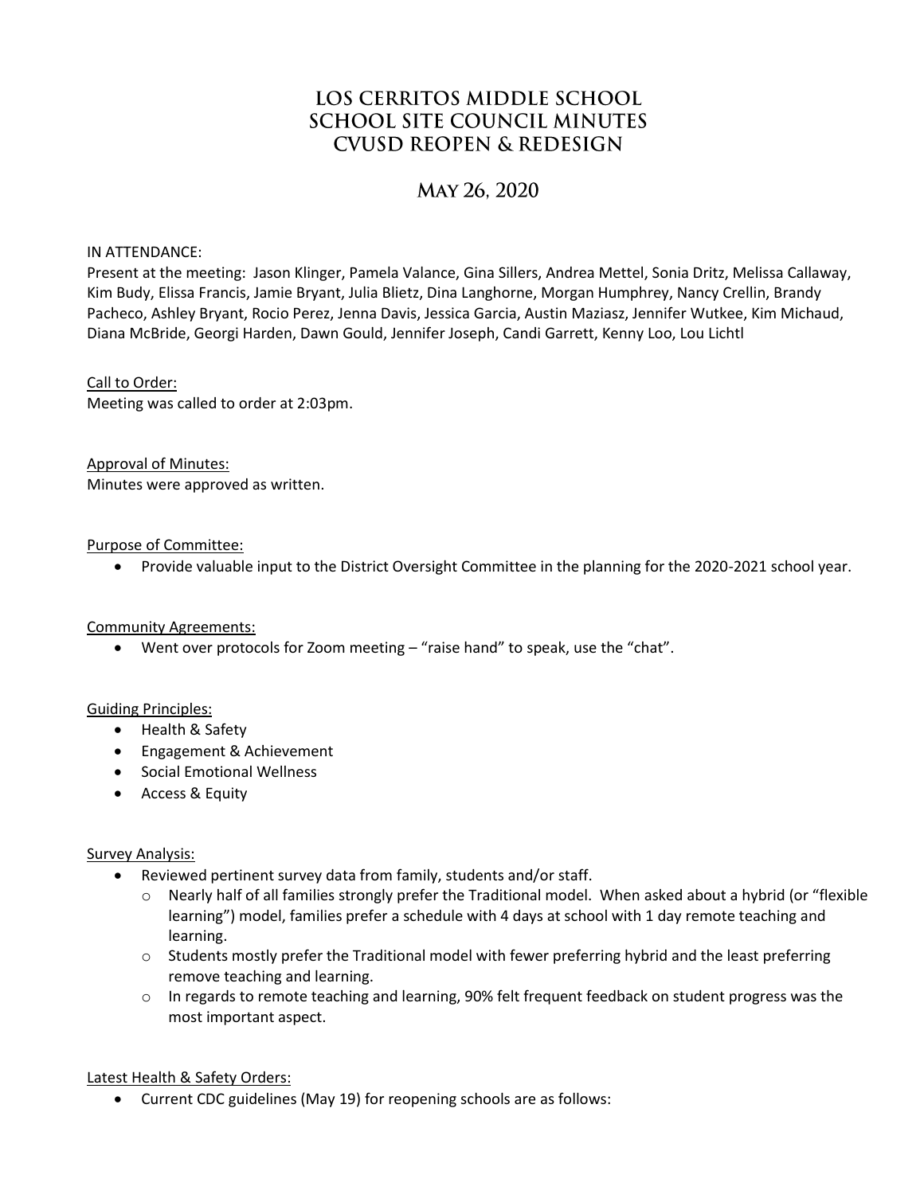# Los Cerritos Middle School
# School Site Council Minutes
# CVUSD Reopen & Redesign

## May 26, 2020

IN ATTENDANCE:
Present at the meeting: Jason Klinger, Pamela Valance, Gina Sillers, Andrea Mettel, Sonia Dritz, Melissa Callaway, Kim Budy, Elissa Francis, Jamie Bryant, Julia Blietz, Dina Langhorne, Morgan Humphrey, Nancy Crellin, Brandy Pacheco, Ashley Bryant, Rocio Perez, Jenna Davis, Jessica Garcia, Austin Maziasz, Jennifer Wutkee, Kim Michaud, Diana McBride, Georgi Harden, Dawn Gould, Jennifer Joseph, Candi Garrett, Kenny Loo, Lou Lichtl

Call to Order:
Meeting was called to order at 2:03pm.

Approval of Minutes:
Minutes were approved as written.

Purpose of Committee:

- Provide valuable input to the District Oversight Committee in the planning for the 2020-2021 school year.

Community Agreements:

- Went over protocols for Zoom meeting – "raise hand" to speak, use the "chat".

Guiding Principles:

- Health & Safety
- Engagement & Achievement
- Social Emotional Wellness
- Access & Equity

Survey Analysis:

- Reviewed pertinent survey data from family, students and/or staff.
    - Nearly half of all families strongly prefer the Traditional model. When asked about a hybrid (or "flexible learning") model, families prefer a schedule with 4 days at school with 1 day remote teaching and learning.
    - Students mostly prefer the Traditional model with fewer preferring hybrid and the least preferring remove teaching and learning.
    - In regards to remote teaching and learning, 90% felt frequent feedback on student progress was the most important aspect.

Latest Health & Safety Orders:

- Current CDC guidelines (May 19) for reopening schools are as follows: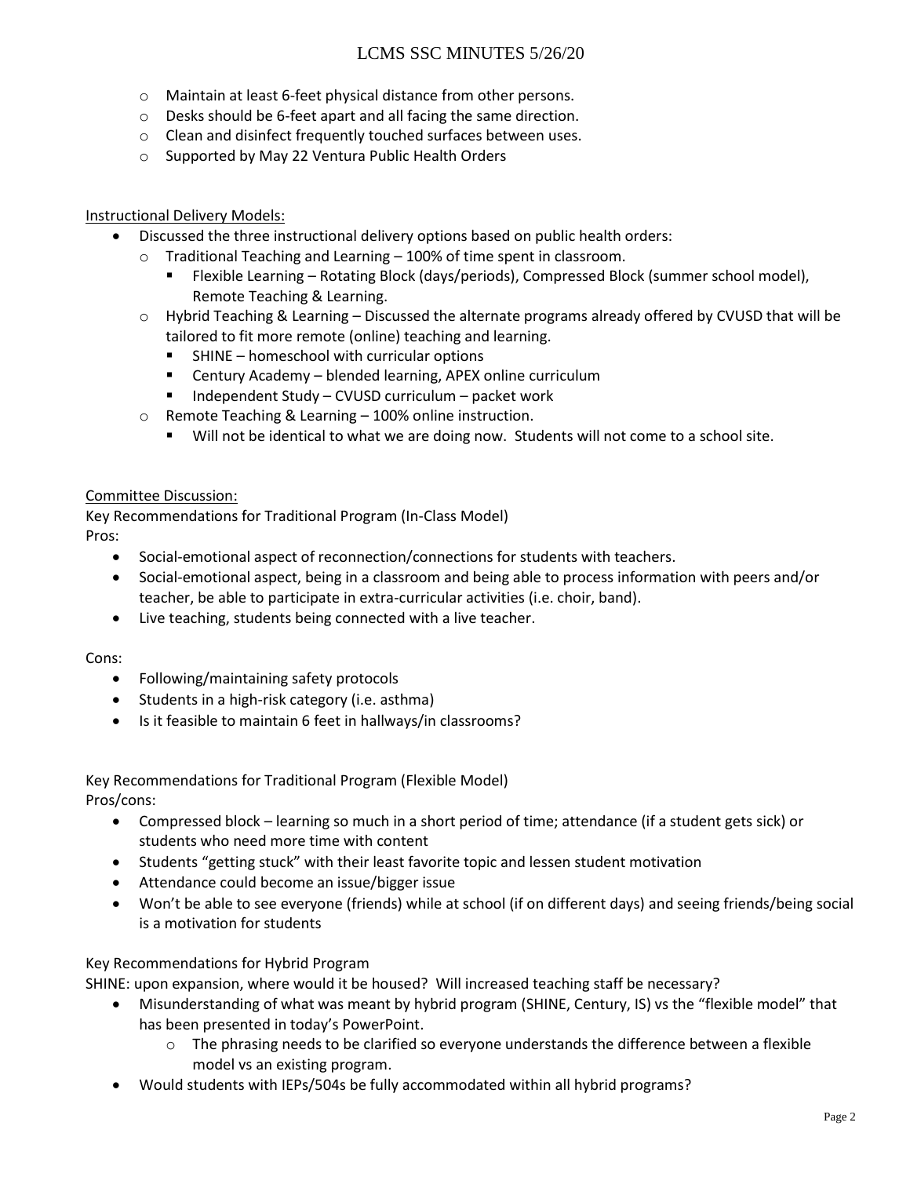- Maintain at least 6-feet physical distance from other persons.
- Desks should be 6-feet apart and all facing the same direction.
- Clean and disinfect frequently touched surfaces between uses.
- Supported by May 22 Ventura Public Health Orders

Instructional Delivery Models:

- Discussed the three instructional delivery options based on public health orders:
  - Traditional Teaching and Learning – 100% of time spent in classroom.
    - Flexible Learning – Rotating Block (days/periods), Compressed Block (summer school model), Remote Teaching & Learning.
  - Hybrid Teaching & Learning – Discussed the alternate programs already offered by CVUSD that will be tailored to fit more remote (online) teaching and learning.
    - SHINE – homeschool with curricular options
    - Century Academy – blended learning, APEX online curriculum
    - Independent Study – CVUSD curriculum – packet work
  - Remote Teaching & Learning – 100% online instruction.
    - Will not be identical to what we are doing now. Students will not come to a school site.

Committee Discussion:

Key Recommendations for Traditional Program (In-Class Model)

Pros:

- Social-emotional aspect of reconnection/connections for students with teachers.
- Social-emotional aspect, being in a classroom and being able to process information with peers and/or teacher, be able to participate in extra-curricular activities (i.e. choir, band).
- Live teaching, students being connected with a live teacher.

Cons:

- Following/maintaining safety protocols
- Students in a high-risk category (i.e. asthma)
- Is it feasible to maintain 6 feet in hallways/in classrooms?

Key Recommendations for Traditional Program (Flexible Model)

Pros/cons:

- Compressed block – learning so much in a short period of time; attendance (if a student gets sick) or students who need more time with content
- Students "getting stuck" with their least favorite topic and lessen student motivation
- Attendance could become an issue/bigger issue
- Won't be able to see everyone (friends) while at school (if on different days) and seeing friends/being social is a motivation for students

Key Recommendations for Hybrid Program

SHINE: upon expansion, where would it be housed? Will increased teaching staff be necessary?

- Misunderstanding of what was meant by hybrid program (SHINE, Century, IS) vs the "flexible model" that has been presented in today's PowerPoint.
  - The phrasing needs to be clarified so everyone understands the difference between a flexible model vs an existing program.
- Would students with IEPs/504s be fully accommodated within all hybrid programs?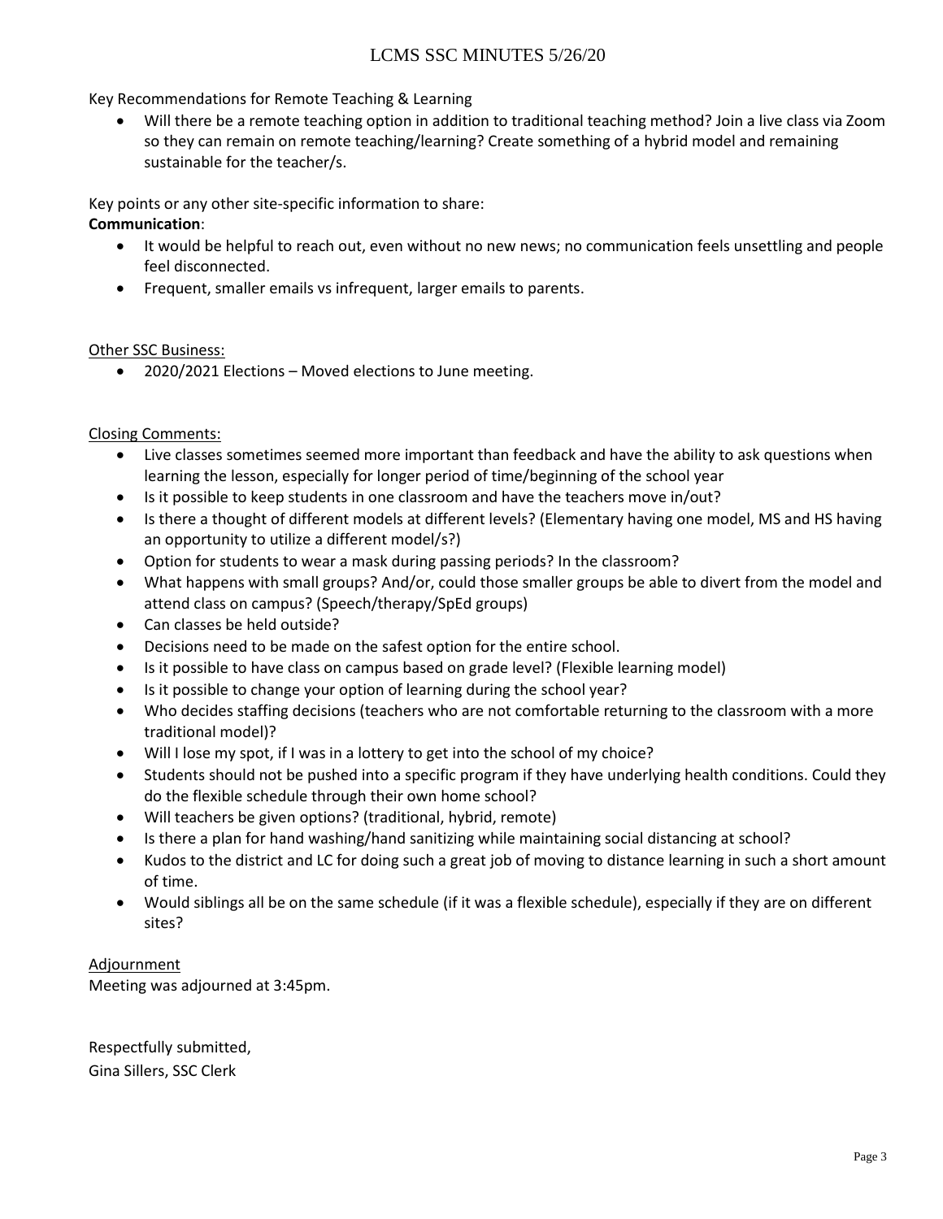Key Recommendations for Remote Teaching & Learning

- Will there be a remote teaching option in addition to traditional teaching method? Join a live class via Zoom so they can remain on remote teaching/learning? Create something of a hybrid model and remaining sustainable for the teacher/s.

Key points or any other site-specific information to share:

**Communication**:

- It would be helpful to reach out, even without no new news; no communication feels unsettling and people feel disconnected.
- Frequent, smaller emails vs infrequent, larger emails to parents.

Other SSC Business:

- 2020/2021 Elections – Moved elections to June meeting.

Closing Comments:

- Live classes sometimes seemed more important than feedback and have the ability to ask questions when learning the lesson, especially for longer period of time/beginning of the school year
- Is it possible to keep students in one classroom and have the teachers move in/out?
- Is there a thought of different models at different levels? (Elementary having one model, MS and HS having an opportunity to utilize a different model/s?)
- Option for students to wear a mask during passing periods? In the classroom?
- What happens with small groups? And/or, could those smaller groups be able to divert from the model and attend class on campus? (Speech/therapy/SpEd groups)
- Can classes be held outside?
- Decisions need to be made on the safest option for the entire school.
- Is it possible to have class on campus based on grade level? (Flexible learning model)
- Is it possible to change your option of learning during the school year?
- Who decides staffing decisions (teachers who are not comfortable returning to the classroom with a more traditional model)?
- Will I lose my spot, if I was in a lottery to get into the school of my choice?
- Students should not be pushed into a specific program if they have underlying health conditions. Could they do the flexible schedule through their own home school?
- Will teachers be given options? (traditional, hybrid, remote)
- Is there a plan for hand washing/hand sanitizing while maintaining social distancing at school?
- Kudos to the district and LC for doing such a great job of moving to distance learning in such a short amount of time.
- Would siblings all be on the same schedule (if it was a flexible schedule), especially if they are on different sites?

Adjournment

Meeting was adjourned at 3:45pm.

Respectfully submitted,
Gina Sillers, SSC Clerk